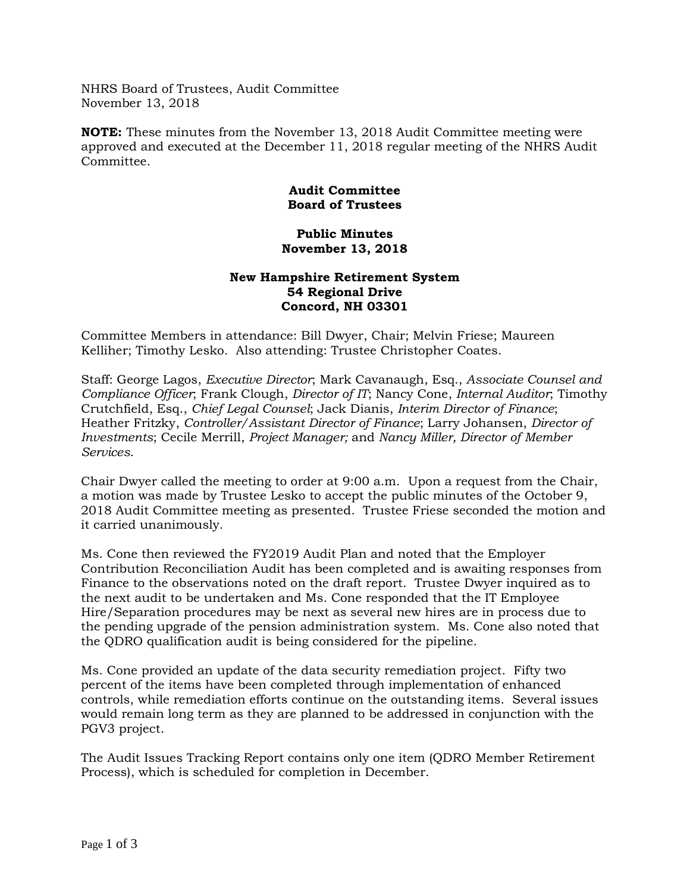NHRS Board of Trustees, Audit Committee
November 13, 2018

**NOTE:** These minutes from the November 13, 2018 Audit Committee meeting were approved and executed at the December 11, 2018 regular meeting of the NHRS Audit Committee.

**Audit Committee**
**Board of Trustees**

**Public Minutes**
**November 13, 2018**

**New Hampshire Retirement System**
**54 Regional Drive**
**Concord, NH 03301**

Committee Members in attendance: Bill Dwyer, Chair; Melvin Friese; Maureen Kelliher; Timothy Lesko. Also attending: Trustee Christopher Coates.

Staff: George Lagos, *Executive Director*; Mark Cavanaugh, Esq., *Associate Counsel and Compliance Officer*; Frank Clough, *Director of IT*; Nancy Cone, *Internal Auditor*; Timothy Crutchfield, Esq., *Chief Legal Counsel*; Jack Dianis, *Interim Director of Finance*; Heather Fritzky, *Controller/Assistant Director of Finance*; Larry Johansen, *Director of Investments*; Cecile Merrill, *Project Manager;* and *Nancy Miller, Director of Member Services.*

Chair Dwyer called the meeting to order at 9:00 a.m. Upon a request from the Chair, a motion was made by Trustee Lesko to accept the public minutes of the October 9, 2018 Audit Committee meeting as presented. Trustee Friese seconded the motion and it carried unanimously.

Ms. Cone then reviewed the FY2019 Audit Plan and noted that the Employer Contribution Reconciliation Audit has been completed and is awaiting responses from Finance to the observations noted on the draft report. Trustee Dwyer inquired as to the next audit to be undertaken and Ms. Cone responded that the IT Employee Hire/Separation procedures may be next as several new hires are in process due to the pending upgrade of the pension administration system. Ms. Cone also noted that the QDRO qualification audit is being considered for the pipeline.

Ms. Cone provided an update of the data security remediation project. Fifty two percent of the items have been completed through implementation of enhanced controls, while remediation efforts continue on the outstanding items. Several issues would remain long term as they are planned to be addressed in conjunction with the PGV3 project.

The Audit Issues Tracking Report contains only one item (QDRO Member Retirement Process), which is scheduled for completion in December.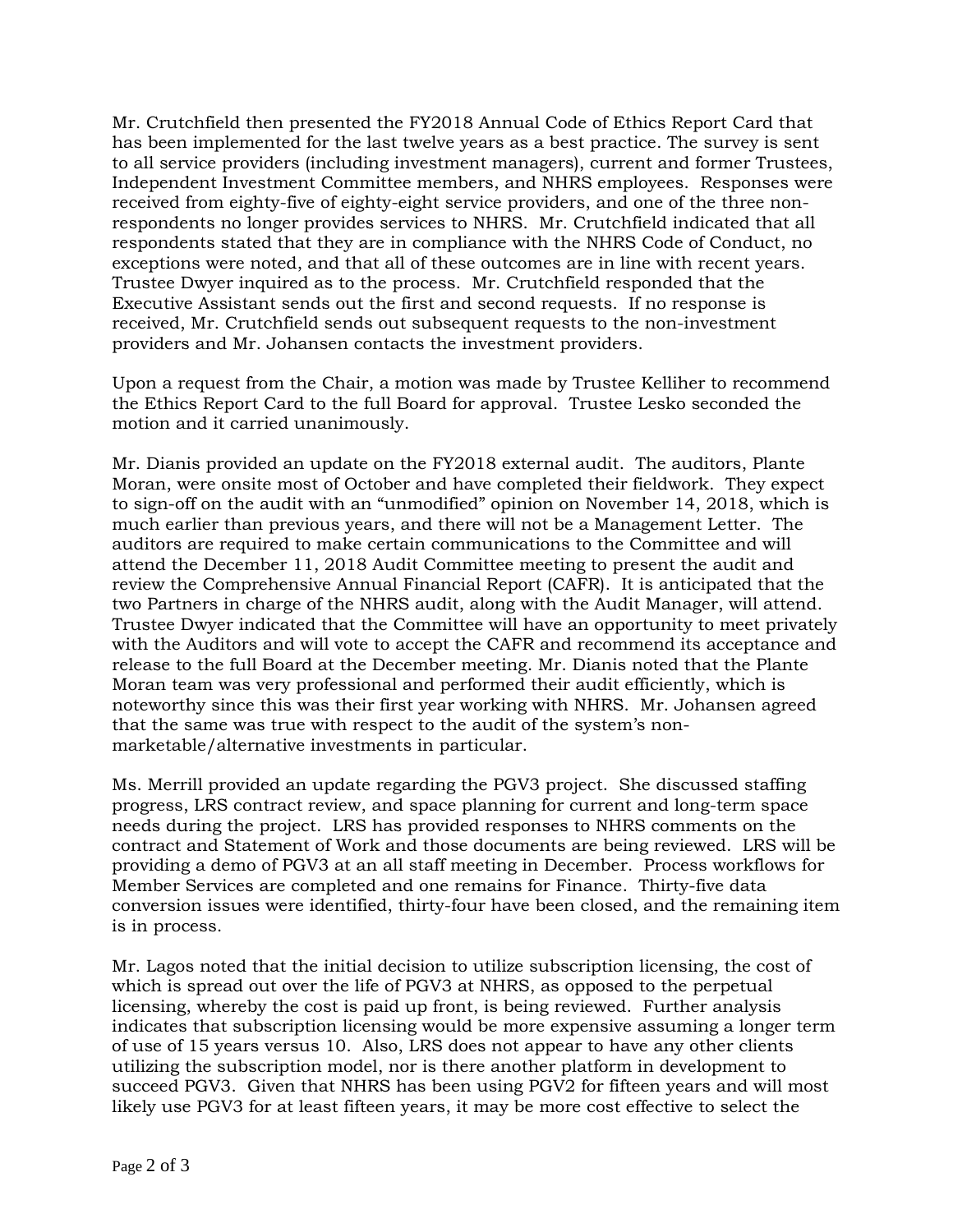Mr. Crutchfield then presented the FY2018 Annual Code of Ethics Report Card that has been implemented for the last twelve years as a best practice. The survey is sent to all service providers (including investment managers), current and former Trustees, Independent Investment Committee members, and NHRS employees. Responses were received from eighty-five of eighty-eight service providers, and one of the three non-respondents no longer provides services to NHRS. Mr. Crutchfield indicated that all respondents stated that they are in compliance with the NHRS Code of Conduct, no exceptions were noted, and that all of these outcomes are in line with recent years. Trustee Dwyer inquired as to the process. Mr. Crutchfield responded that the Executive Assistant sends out the first and second requests. If no response is received, Mr. Crutchfield sends out subsequent requests to the non-investment providers and Mr. Johansen contacts the investment providers.

Upon a request from the Chair, a motion was made by Trustee Kelliher to recommend the Ethics Report Card to the full Board for approval. Trustee Lesko seconded the motion and it carried unanimously.

Mr. Dianis provided an update on the FY2018 external audit. The auditors, Plante Moran, were onsite most of October and have completed their fieldwork. They expect to sign-off on the audit with an "unmodified" opinion on November 14, 2018, which is much earlier than previous years, and there will not be a Management Letter. The auditors are required to make certain communications to the Committee and will attend the December 11, 2018 Audit Committee meeting to present the audit and review the Comprehensive Annual Financial Report (CAFR). It is anticipated that the two Partners in charge of the NHRS audit, along with the Audit Manager, will attend. Trustee Dwyer indicated that the Committee will have an opportunity to meet privately with the Auditors and will vote to accept the CAFR and recommend its acceptance and release to the full Board at the December meeting. Mr. Dianis noted that the Plante Moran team was very professional and performed their audit efficiently, which is noteworthy since this was their first year working with NHRS. Mr. Johansen agreed that the same was true with respect to the audit of the system's non-marketable/alternative investments in particular.

Ms. Merrill provided an update regarding the PGV3 project. She discussed staffing progress, LRS contract review, and space planning for current and long-term space needs during the project. LRS has provided responses to NHRS comments on the contract and Statement of Work and those documents are being reviewed. LRS will be providing a demo of PGV3 at an all staff meeting in December. Process workflows for Member Services are completed and one remains for Finance. Thirty-five data conversion issues were identified, thirty-four have been closed, and the remaining item is in process.

Mr. Lagos noted that the initial decision to utilize subscription licensing, the cost of which is spread out over the life of PGV3 at NHRS, as opposed to the perpetual licensing, whereby the cost is paid up front, is being reviewed. Further analysis indicates that subscription licensing would be more expensive assuming a longer term of use of 15 years versus 10. Also, LRS does not appear to have any other clients utilizing the subscription model, nor is there another platform in development to succeed PGV3. Given that NHRS has been using PGV2 for fifteen years and will most likely use PGV3 for at least fifteen years, it may be more cost effective to select the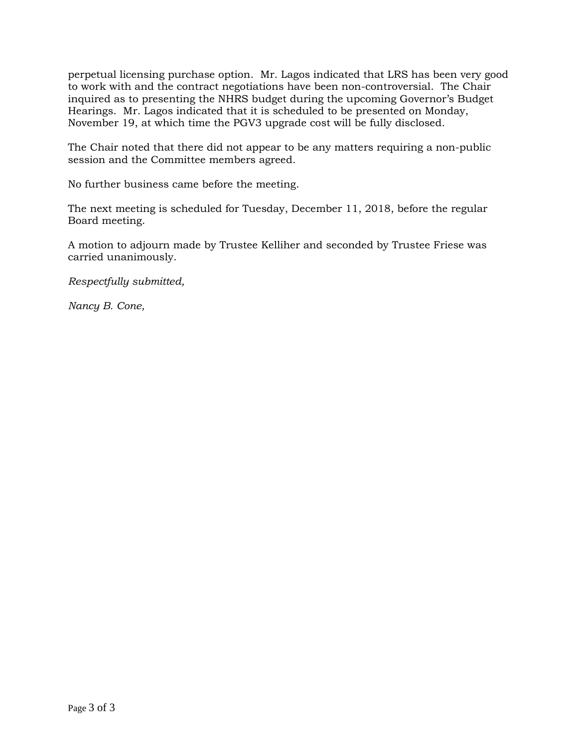perpetual licensing purchase option. Mr. Lagos indicated that LRS has been very good to work with and the contract negotiations have been non-controversial. The Chair inquired as to presenting the NHRS budget during the upcoming Governor's Budget Hearings. Mr. Lagos indicated that it is scheduled to be presented on Monday, November 19, at which time the PGV3 upgrade cost will be fully disclosed.

The Chair noted that there did not appear to be any matters requiring a non-public session and the Committee members agreed.

No further business came before the meeting.

The next meeting is scheduled for Tuesday, December 11, 2018, before the regular Board meeting.

A motion to adjourn made by Trustee Kelliher and seconded by Trustee Friese was carried unanimously.

*Respectfully submitted,*

*Nancy B. Cone,*